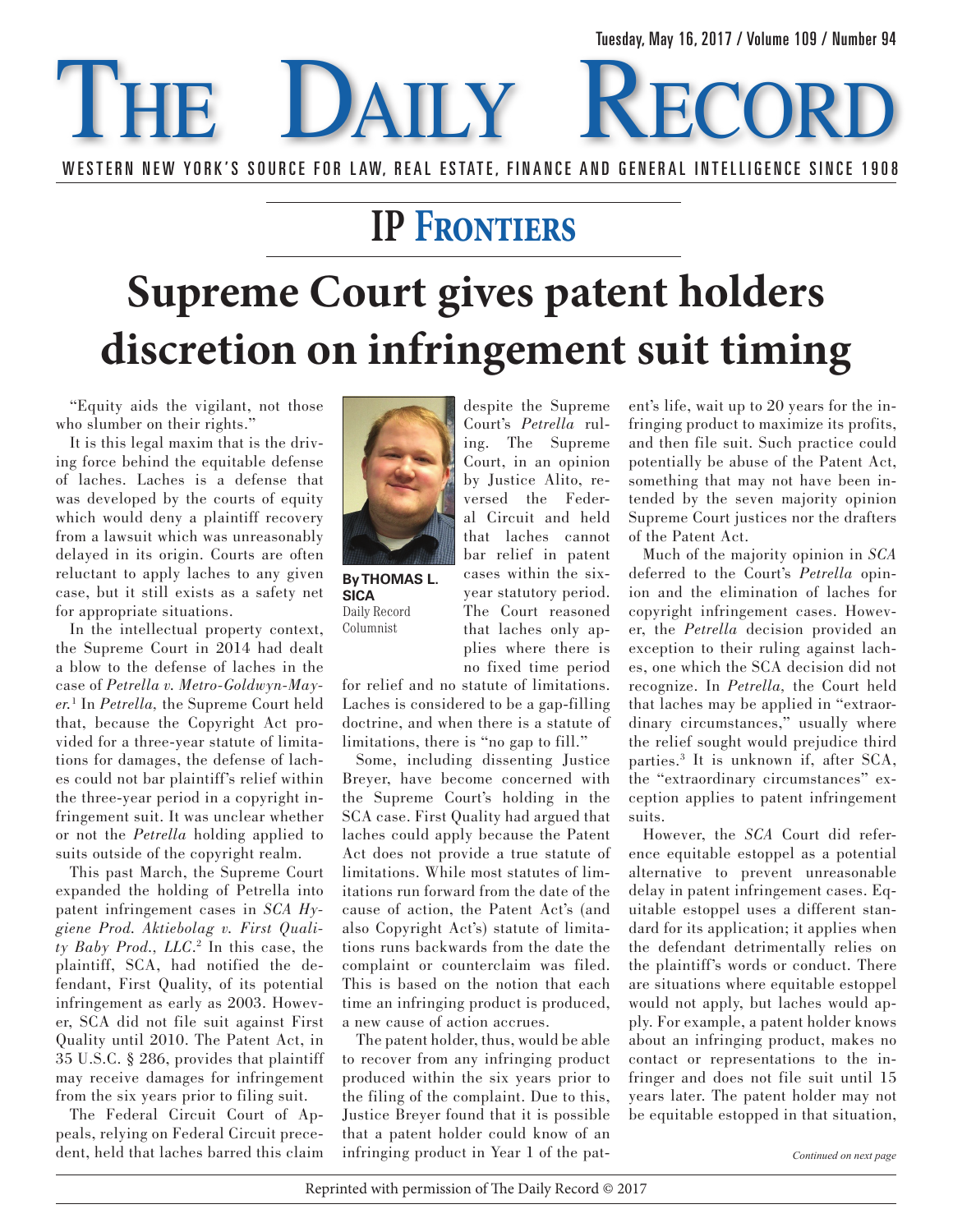# The Daily Record

WESTERN NEW YORK'S SOURCE FOR LAW, REAL ESTATE, FINANCE AND GENERAL INTELLIGENCE SINCE 1908

Tuesday, May 16, 2017 / Volume 109 / Number 94

## IP Frontiers

# Supreme Court gives patent holders discretion on infringement suit timing

**By THOMAS L. SICA**
Daily Record Columnist

"Equity aids the vigilant, not those who slumber on their rights."

It is this legal maxim that is the driving force behind the equitable defense of laches. Laches is a defense that was developed by the courts of equity which would deny a plaintiff recovery from a lawsuit which was unreasonably delayed in its origin. Courts are often reluctant to apply laches to any given case, but it still exists as a safety net for appropriate situations.

In the intellectual property context, the Supreme Court in 2014 had dealt a blow to the defense of laches in the case of *Petrella v. Metro-Goldwyn-Mayer*.[1] In *Petrella*, the Supreme Court held that, because the Copyright Act provided for a three-year statute of limitations for damages, the defense of laches could not bar plaintiff's relief within the three-year period in a copyright infringement suit. It was unclear whether or not the *Petrella* holding applied to suits outside of the copyright realm.

This past March, the Supreme Court expanded the holding of Petrella into patent infringement cases in *SCA Hygiene Prod. Aktiebolag v. First Quality Baby Prod., LLC*.[2] In this case, the plaintiff, SCA, had notified the defendant, First Quality, of its potential infringement as early as 2003. However, SCA did not file suit against First Quality until 2010. The Patent Act, in 35 U.S.C. § 286, provides that plaintiff may receive damages for infringement from the six years prior to filing suit.

The Federal Circuit Court of Appeals, relying on Federal Circuit precedent, held that laches barred this claim despite the Supreme Court's *Petrella* ruling. The Supreme Court, in an opinion by Justice Alito, reversed the Federal Circuit and held that laches cannot bar relief in patent cases within the six-year statutory period. The Court reasoned that laches only applies where there is no fixed time period for relief and no statute of limitations. Laches is considered to be a gap-filling doctrine, and when there is a statute of limitations, there is "no gap to fill."

Some, including dissenting Justice Breyer, have become concerned with the Supreme Court's holding in the SCA case. First Quality had argued that laches could apply because the Patent Act does not provide a true statute of limitations. While most statutes of limitations run forward from the date of the cause of action, the Patent Act's (and also Copyright Act's) statute of limitations runs backwards from the date the complaint or counterclaim was filed. This is based on the notion that each time an infringing product is produced, a new cause of action accrues.

The patent holder, thus, would be able to recover from any infringing product produced within the six years prior to the filing of the complaint. Due to this, Justice Breyer found that it is possible that a patent holder could know of an infringing product in Year 1 of the patent's life, wait up to 20 years for the infringing product to maximize its profits, and then file suit. Such practice could potentially be abuse of the Patent Act, something that may not have been intended by the seven majority opinion Supreme Court justices nor the drafters of the Patent Act.

Much of the majority opinion in *SCA* deferred to the Court's *Petrella* opinion and the elimination of laches for copyright infringement cases. However, the *Petrella* decision provided an exception to their ruling against laches, one which the SCA decision did not recognize. In *Petrella*, the Court held that laches may be applied in "extraordinary circumstances," usually where the relief sought would prejudice third parties.[3] It is unknown if, after SCA, the "extraordinary circumstances" exception applies to patent infringement suits.

However, the *SCA* Court did reference equitable estoppel as a potential alternative to prevent unreasonable delay in patent infringement cases. Equitable estoppel uses a different standard for its application; it applies when the defendant detrimentally relies on the plaintiff's words or conduct. There are situations where equitable estoppel would not apply, but laches would apply. For example, a patent holder knows about an infringing product, makes no contact or representations to the infringer and does not file suit until 15 years later. The patent holder may not be equitable estopped in that situation,

*Continued on next page*

Reprinted with permission of The Daily Record © 2017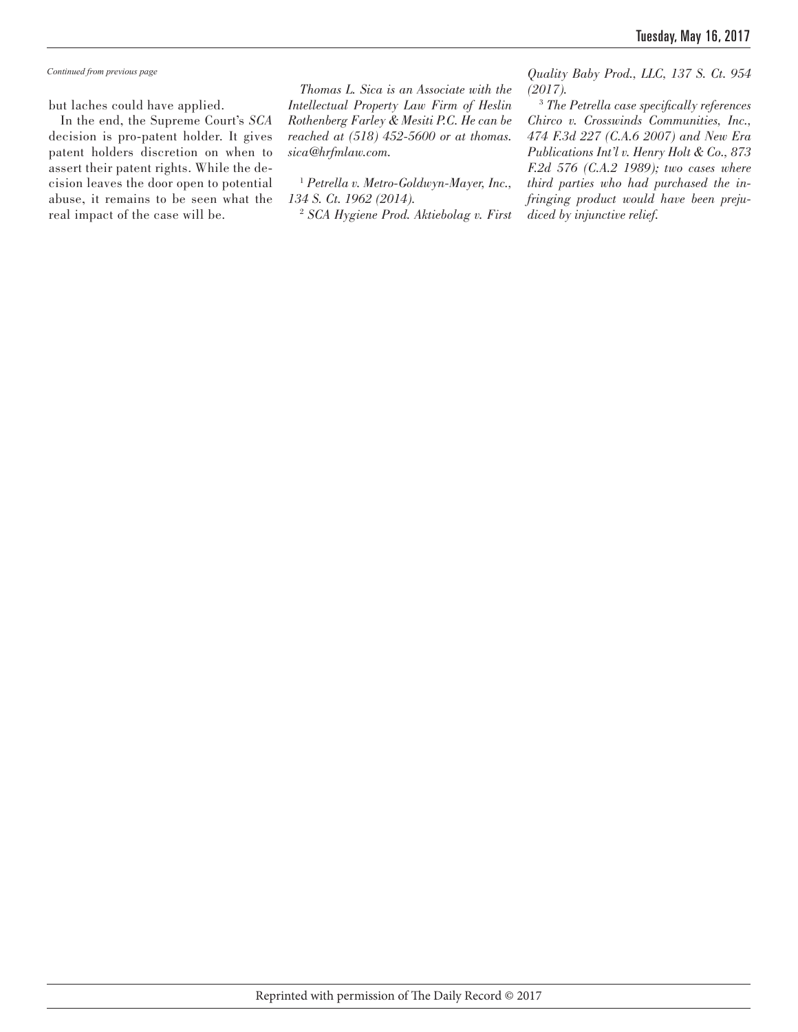*Continued from previous page*

but laches could have applied.

In the end, the Supreme Court's *SCA* decision is pro-patent holder. It gives patent holders discretion on when to assert their patent rights. While the decision leaves the door open to potential abuse, it remains to be seen what the real impact of the case will be.

*Thomas L. Sica is an Associate with the Intellectual Property Law Firm of Heslin Rothenberg Farley & Mesiti P.C. He can be reached at (518) 452-5600 or at thomas.sica@hrfmlaw.com.*

[1] *Petrella v. Metro-Goldwyn-Mayer, Inc., 134 S. Ct. 1962 (2014).*

[2] *SCA Hygiene Prod. Aktiebolag v. First Quality Baby Prod., LLC, 137 S. Ct. 954 (2017).*

[3] *The Petrella case specifically references Chirco v. Crosswinds Communities, Inc., 474 F.3d 227 (C.A.6 2007) and New Era Publications Int'l v. Henry Holt & Co., 873 F.2d 576 (C.A.2 1989); two cases where third parties who had purchased the infringing product would have been prejudiced by injunctive relief.*

Reprinted with permission of The Daily Record © 2017